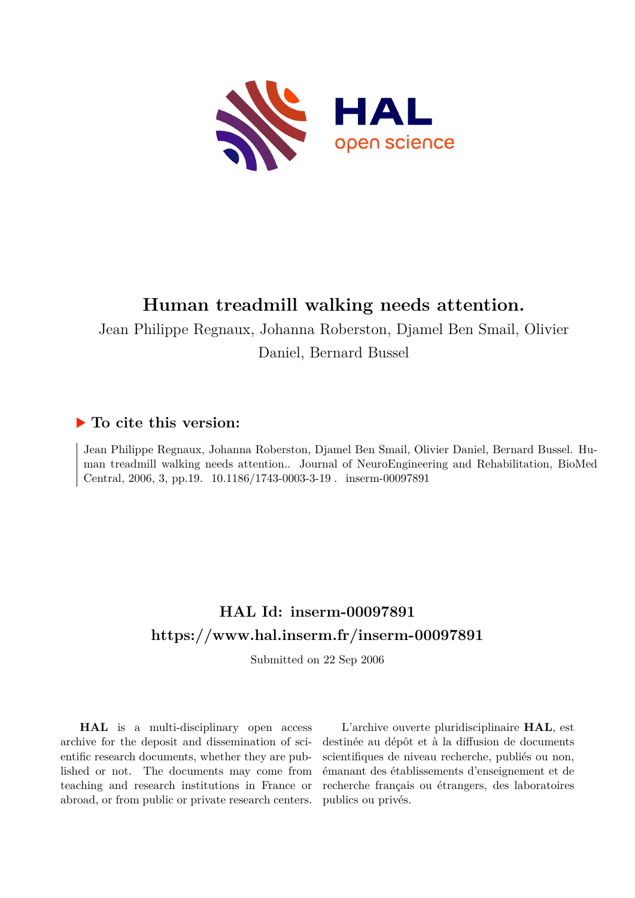# Human treadmill walking needs attention.

Jean Philippe Regnaux, Johanna Roberston, Djamel Ben Smail, Olivier Daniel, Bernard Bussel

### ▶ To cite this version:

Jean Philippe Regnaux, Johanna Roberston, Djamel Ben Smail, Olivier Daniel, Bernard Bussel. Human treadmill walking needs attention.. Journal of NeuroEngineering and Rehabilitation, BioMed Central, 2006, 3, pp.19. 10.1186/1743-0003-3-19 . inserm-00097891

## HAL Id: inserm-00097891
## https://www.hal.inserm.fr/inserm-00097891

Submitted on 22 Sep 2006

**HAL** is a multi-disciplinary open access archive for the deposit and dissemination of scientific research documents, whether they are published or not. The documents may come from teaching and research institutions in France or abroad, or from public or private research centers.

L'archive ouverte pluridisciplinaire **HAL**, est destinée au dépôt et à la diffusion de documents scientifiques de niveau recherche, publiés ou non, émanant des établissements d'enseignement et de recherche français ou étrangers, des laboratoires publics ou privés.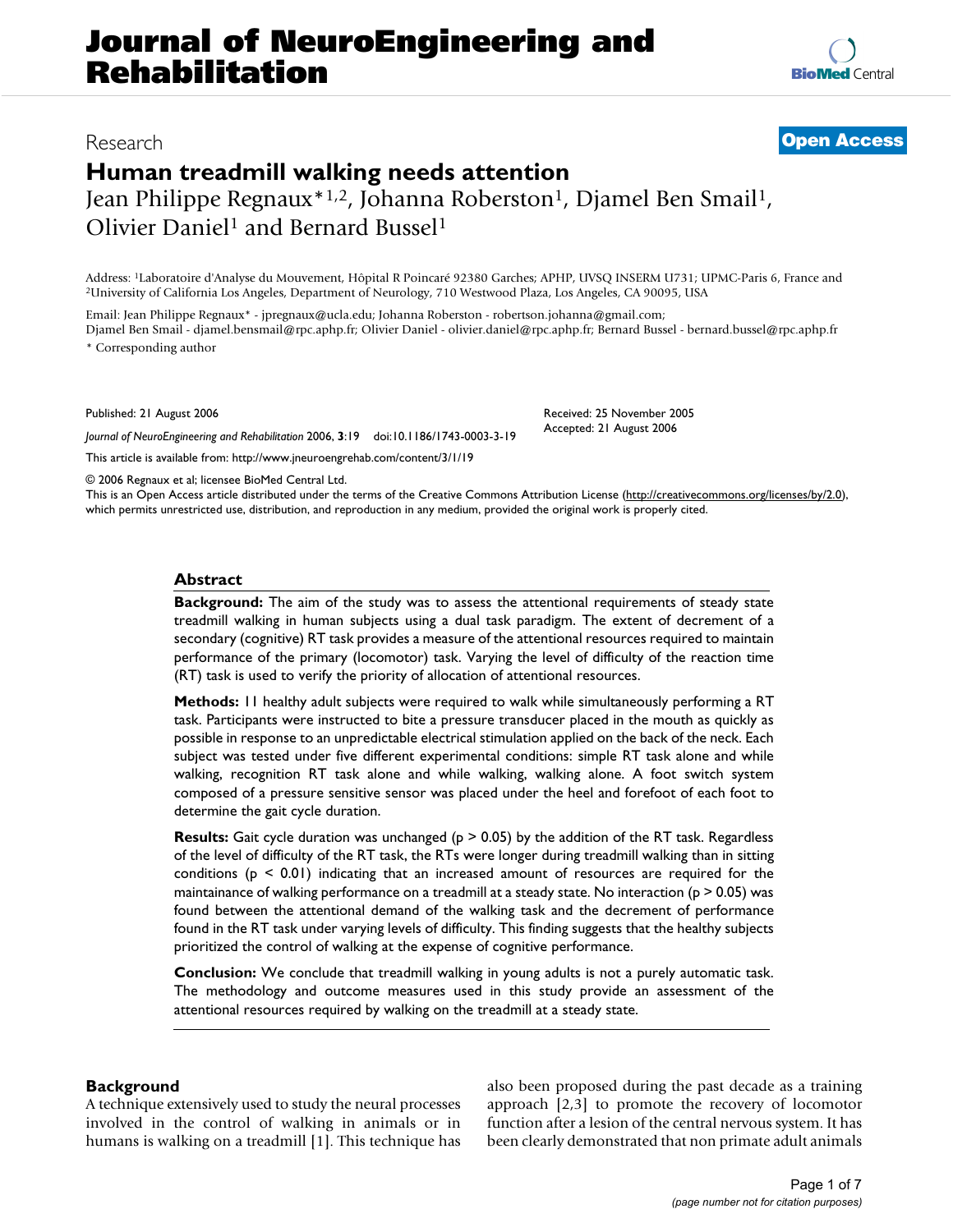# Human treadmill walking needs attention

Jean Philippe Regnaux*[1,2], Johanna Roberston[1], Djamel Ben Smail[1], Olivier Daniel[1] and Bernard Bussel[1]

Address: [1]Laboratoire d'Analyse du Mouvement, Hôpital R Poincaré 92380 Garches; APHP, UVSQ INSERM U731; UPMC-Paris 6, France and [2]University of California Los Angeles, Department of Neurology, 710 Westwood Plaza, Los Angeles, CA 90095, USA

Email: Jean Philippe Regnaux* - jpregnaux@ucla.edu; Johanna Roberston - robertson.johanna@gmail.com; Djamel Ben Smail - djamel.bensmail@rpc.aphp.fr; Olivier Daniel - olivier.daniel@rpc.aphp.fr; Bernard Bussel - bernard.bussel@rpc.aphp.fr

\* Corresponding author

Published: 21 August 2006

*Journal of NeuroEngineering and Rehabilitation* 2006, **3**:19 doi:10.1186/1743-0003-3-19

Received: 25 November 2005
Accepted: 21 August 2006

This article is available from: http://www.jneuroengrehab.com/content/3/1/19

© 2006 Regnaux et al; licensee BioMed Central Ltd.
This is an Open Access article distributed under the terms of the Creative Commons Attribution License (http://creativecommons.org/licenses/by/2.0), which permits unrestricted use, distribution, and reproduction in any medium, provided the original work is properly cited.

## Abstract

**Background:** The aim of the study was to assess the attentional requirements of steady state treadmill walking in human subjects using a dual task paradigm. The extent of decrement of a secondary (cognitive) RT task provides a measure of the attentional resources required to maintain performance of the primary (locomotor) task. Varying the level of difficulty of the reaction time (RT) task is used to verify the priority of allocation of attentional resources.

**Methods:** 11 healthy adult subjects were required to walk while simultaneously performing a RT task. Participants were instructed to bite a pressure transducer placed in the mouth as quickly as possible in response to an unpredictable electrical stimulation applied on the back of the neck. Each subject was tested under five different experimental conditions: simple RT task alone and while walking, recognition RT task alone and while walking, walking alone. A foot switch system composed of a pressure sensitive sensor was placed under the heel and forefoot of each foot to determine the gait cycle duration.

**Results:** Gait cycle duration was unchanged ($p > 0.05$) by the addition of the RT task. Regardless of the level of difficulty of the RT task, the RTs were longer during treadmill walking than in sitting conditions ($p < 0.01$) indicating that an increased amount of resources are required for the maintainance of walking performance on a treadmill at a steady state. No interaction ($p > 0.05$) was found between the attentional demand of the walking task and the decrement of performance found in the RT task under varying levels of difficulty. This finding suggests that the healthy subjects prioritized the control of walking at the expense of cognitive performance.

**Conclusion:** We conclude that treadmill walking in young adults is not a purely automatic task. The methodology and outcome measures used in this study provide an assessment of the attentional resources required by walking on the treadmill at a steady state.

## Background

A technique extensively used to study the neural processes involved in the control of walking in animals or in humans is walking on a treadmill [1]. This technique has also been proposed during the past decade as a training approach [2,3] to promote the recovery of locomotor function after a lesion of the central nervous system. It has been clearly demonstrated that non primate adult animals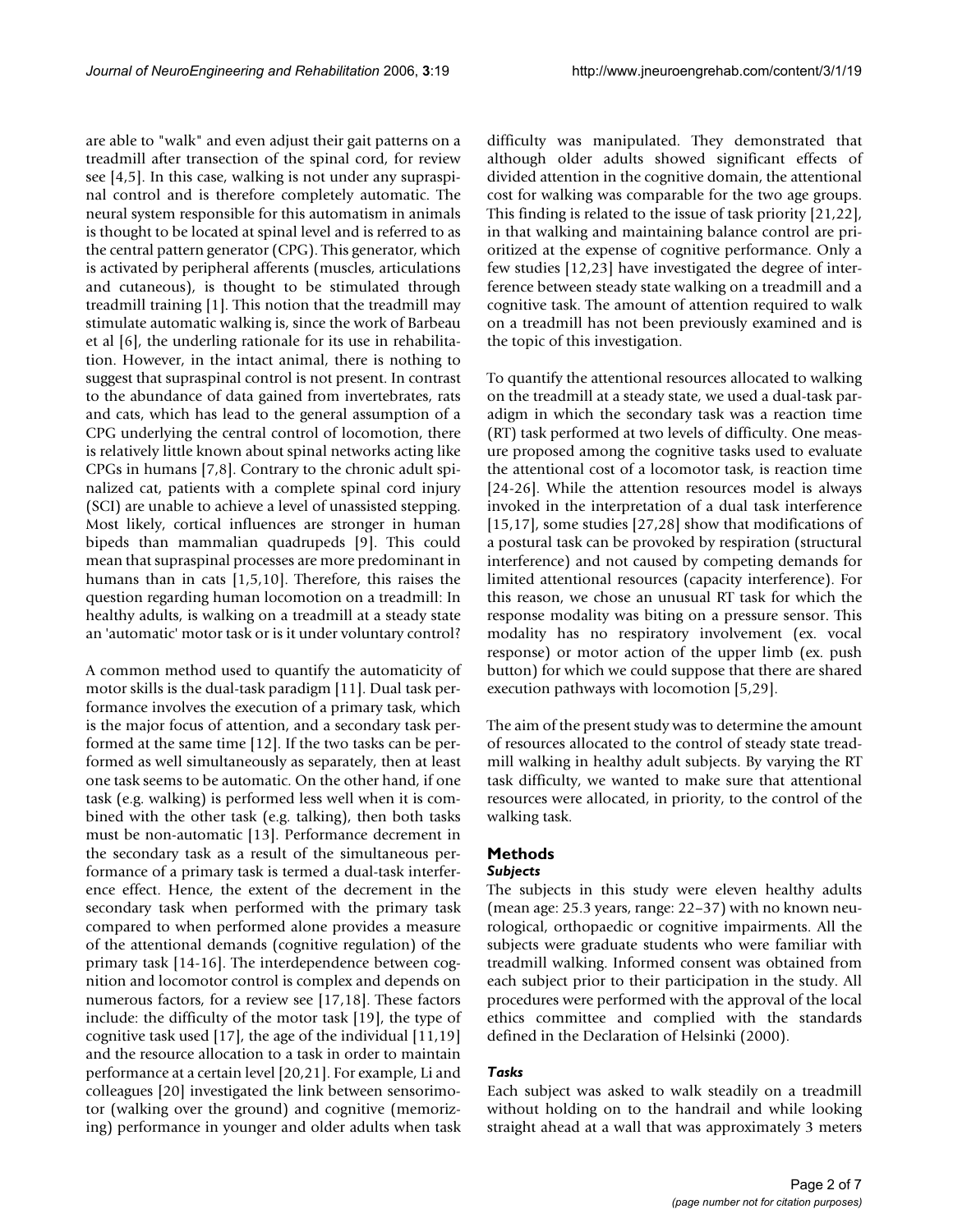are able to "walk" and even adjust their gait patterns on a treadmill after transection of the spinal cord, for review see [4,5]. In this case, walking is not under any supraspinal control and is therefore completely automatic. The neural system responsible for this automatism in animals is thought to be located at spinal level and is referred to as the central pattern generator (CPG). This generator, which is activated by peripheral afferents (muscles, articulations and cutaneous), is thought to be stimulated through treadmill training [1]. This notion that the treadmill may stimulate automatic walking is, since the work of Barbeau et al [6], the underling rationale for its use in rehabilitation. However, in the intact animal, there is nothing to suggest that supraspinal control is not present. In contrast to the abundance of data gained from invertebrates, rats and cats, which has lead to the general assumption of a CPG underlying the central control of locomotion, there is relatively little known about spinal networks acting like CPGs in humans [7,8]. Contrary to the chronic adult spinalized cat, patients with a complete spinal cord injury (SCI) are unable to achieve a level of unassisted stepping. Most likely, cortical influences are stronger in human bipeds than mammalian quadrupeds [9]. This could mean that supraspinal processes are more predominant in humans than in cats [1,5,10]. Therefore, this raises the question regarding human locomotion on a treadmill: In healthy adults, is walking on a treadmill at a steady state an 'automatic' motor task or is it under voluntary control?

A common method used to quantify the automaticity of motor skills is the dual-task paradigm [11]. Dual task performance involves the execution of a primary task, which is the major focus of attention, and a secondary task performed at the same time [12]. If the two tasks can be performed as well simultaneously as separately, then at least one task seems to be automatic. On the other hand, if one task (e.g. walking) is performed less well when it is combined with the other task (e.g. talking), then both tasks must be non-automatic [13]. Performance decrement in the secondary task as a result of the simultaneous performance of a primary task is termed a dual-task interference effect. Hence, the extent of the decrement in the secondary task when performed with the primary task compared to when performed alone provides a measure of the attentional demands (cognitive regulation) of the primary task [14-16]. The interdependence between cognition and locomotor control is complex and depends on numerous factors, for a review see [17,18]. These factors include: the difficulty of the motor task [19], the type of cognitive task used [17], the age of the individual [11,19] and the resource allocation to a task in order to maintain performance at a certain level [20,21]. For example, Li and colleagues [20] investigated the link between sensorimotor (walking over the ground) and cognitive (memorizing) performance in younger and older adults when task difficulty was manipulated. They demonstrated that although older adults showed significant effects of divided attention in the cognitive domain, the attentional cost for walking was comparable for the two age groups. This finding is related to the issue of task priority [21,22], in that walking and maintaining balance control are prioritized at the expense of cognitive performance. Only a few studies [12,23] have investigated the degree of interference between steady state walking on a treadmill and a cognitive task. The amount of attention required to walk on a treadmill has not been previously examined and is the topic of this investigation.

To quantify the attentional resources allocated to walking on the treadmill at a steady state, we used a dual-task paradigm in which the secondary task was a reaction time (RT) task performed at two levels of difficulty. One measure proposed among the cognitive tasks used to evaluate the attentional cost of a locomotor task, is reaction time [24-26]. While the attention resources model is always invoked in the interpretation of a dual task interference [15,17], some studies [27,28] show that modifications of a postural task can be provoked by respiration (structural interference) and not caused by competing demands for limited attentional resources (capacity interference). For this reason, we chose an unusual RT task for which the response modality was biting on a pressure sensor. This modality has no respiratory involvement (ex. vocal response) or motor action of the upper limb (ex. push button) for which we could suppose that there are shared execution pathways with locomotion [5,29].

The aim of the present study was to determine the amount of resources allocated to the control of steady state treadmill walking in healthy adult subjects. By varying the RT task difficulty, we wanted to make sure that attentional resources were allocated, in priority, to the control of the walking task.

## Methods

### *Subjects*

The subjects in this study were eleven healthy adults (mean age: 25.3 years, range: 22–37) with no known neurological, orthopaedic or cognitive impairments. All the subjects were graduate students who were familiar with treadmill walking. Informed consent was obtained from each subject prior to their participation in the study. All procedures were performed with the approval of the local ethics committee and complied with the standards defined in the Declaration of Helsinki (2000).

### *Tasks*

Each subject was asked to walk steadily on a treadmill without holding on to the handrail and while looking straight ahead at a wall that was approximately 3 meters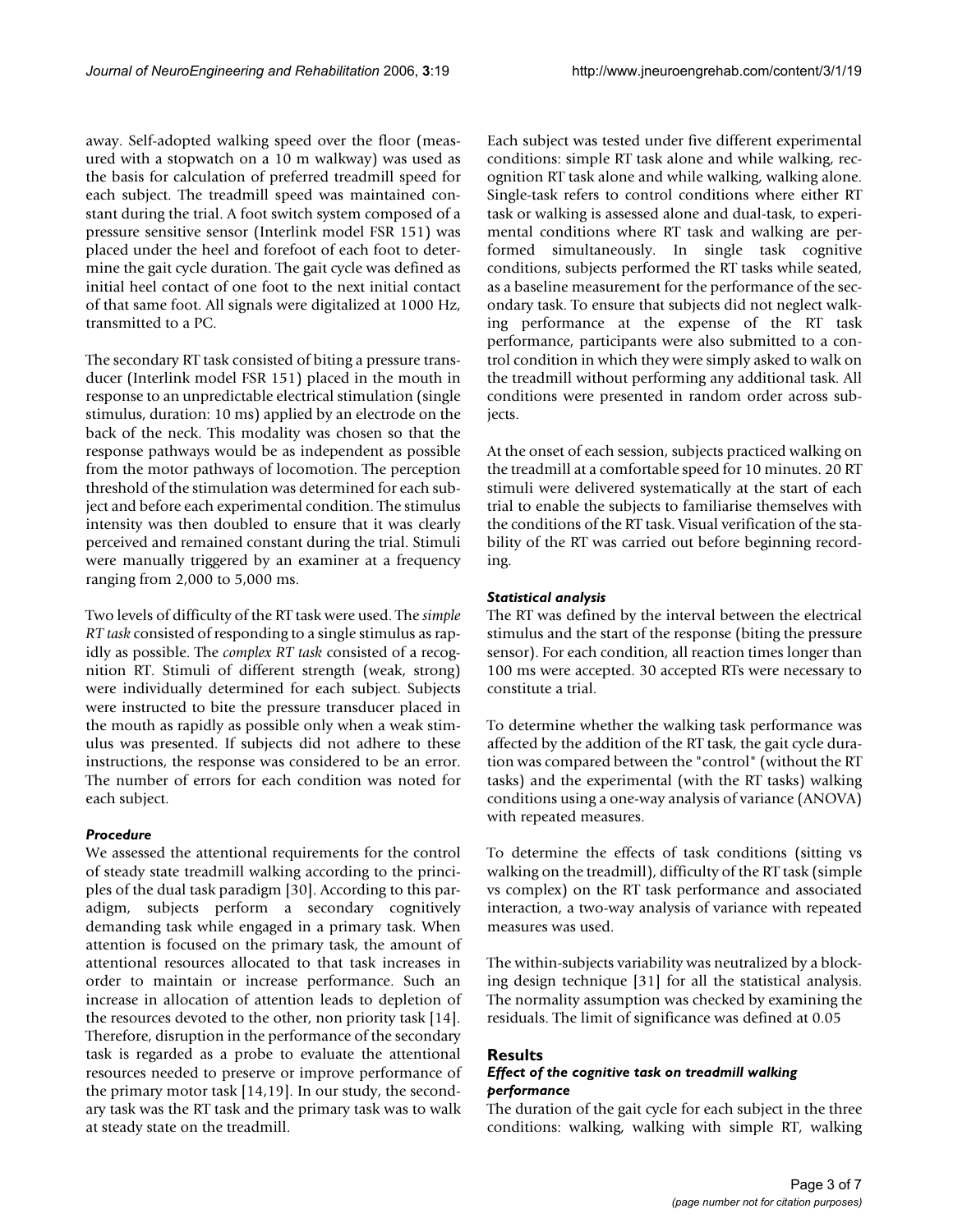away. Self-adopted walking speed over the floor (measured with a stopwatch on a 10 m walkway) was used as the basis for calculation of preferred treadmill speed for each subject. The treadmill speed was maintained constant during the trial. A foot switch system composed of a pressure sensitive sensor (Interlink model FSR 151) was placed under the heel and forefoot of each foot to determine the gait cycle duration. The gait cycle was defined as initial heel contact of one foot to the next initial contact of that same foot. All signals were digitalized at 1000 Hz, transmitted to a PC.

The secondary RT task consisted of biting a pressure transducer (Interlink model FSR 151) placed in the mouth in response to an unpredictable electrical stimulation (single stimulus, duration: 10 ms) applied by an electrode on the back of the neck. This modality was chosen so that the response pathways would be as independent as possible from the motor pathways of locomotion. The perception threshold of the stimulation was determined for each subject and before each experimental condition. The stimulus intensity was then doubled to ensure that it was clearly perceived and remained constant during the trial. Stimuli were manually triggered by an examiner at a frequency ranging from 2,000 to 5,000 ms.

Two levels of difficulty of the RT task were used. The *simple RT task* consisted of responding to a single stimulus as rapidly as possible. The *complex RT task* consisted of a recognition RT. Stimuli of different strength (weak, strong) were individually determined for each subject. Subjects were instructed to bite the pressure transducer placed in the mouth as rapidly as possible only when a weak stimulus was presented. If subjects did not adhere to these instructions, the response was considered to be an error. The number of errors for each condition was noted for each subject.

### *Procedure*

We assessed the attentional requirements for the control of steady state treadmill walking according to the principles of the dual task paradigm [30]. According to this paradigm, subjects perform a secondary cognitively demanding task while engaged in a primary task. When attention is focused on the primary task, the amount of attentional resources allocated to that task increases in order to maintain or increase performance. Such an increase in allocation of attention leads to depletion of the resources devoted to the other, non priority task [14]. Therefore, disruption in the performance of the secondary task is regarded as a probe to evaluate the attentional resources needed to preserve or improve performance of the primary motor task [14,19]. In our study, the secondary task was the RT task and the primary task was to walk at steady state on the treadmill.

Each subject was tested under five different experimental conditions: simple RT task alone and while walking, recognition RT task alone and while walking, walking alone. Single-task refers to control conditions where either RT task or walking is assessed alone and dual-task, to experimental conditions where RT task and walking are performed simultaneously. In single task cognitive conditions, subjects performed the RT tasks while seated, as a baseline measurement for the performance of the secondary task. To ensure that subjects did not neglect walking performance at the expense of the RT task performance, participants were also submitted to a control condition in which they were simply asked to walk on the treadmill without performing any additional task. All conditions were presented in random order across subjects.

At the onset of each session, subjects practiced walking on the treadmill at a comfortable speed for 10 minutes. 20 RT stimuli were delivered systematically at the start of each trial to enable the subjects to familiarise themselves with the conditions of the RT task. Visual verification of the stability of the RT was carried out before beginning recording.

### *Statistical analysis*

The RT was defined by the interval between the electrical stimulus and the start of the response (biting the pressure sensor). For each condition, all reaction times longer than 100 ms were accepted. 30 accepted RTs were necessary to constitute a trial.

To determine whether the walking task performance was affected by the addition of the RT task, the gait cycle duration was compared between the "control" (without the RT tasks) and the experimental (with the RT tasks) walking conditions using a one-way analysis of variance (ANOVA) with repeated measures.

To determine the effects of task conditions (sitting vs walking on the treadmill), difficulty of the RT task (simple vs complex) on the RT task performance and associated interaction, a two-way analysis of variance with repeated measures was used.

The within-subjects variability was neutralized by a blocking design technique [31] for all the statistical analysis. The normality assumption was checked by examining the residuals. The limit of significance was defined at 0.05

## Results

### *Effect of the cognitive task on treadmill walking performance*

The duration of the gait cycle for each subject in the three conditions: walking, walking with simple RT, walking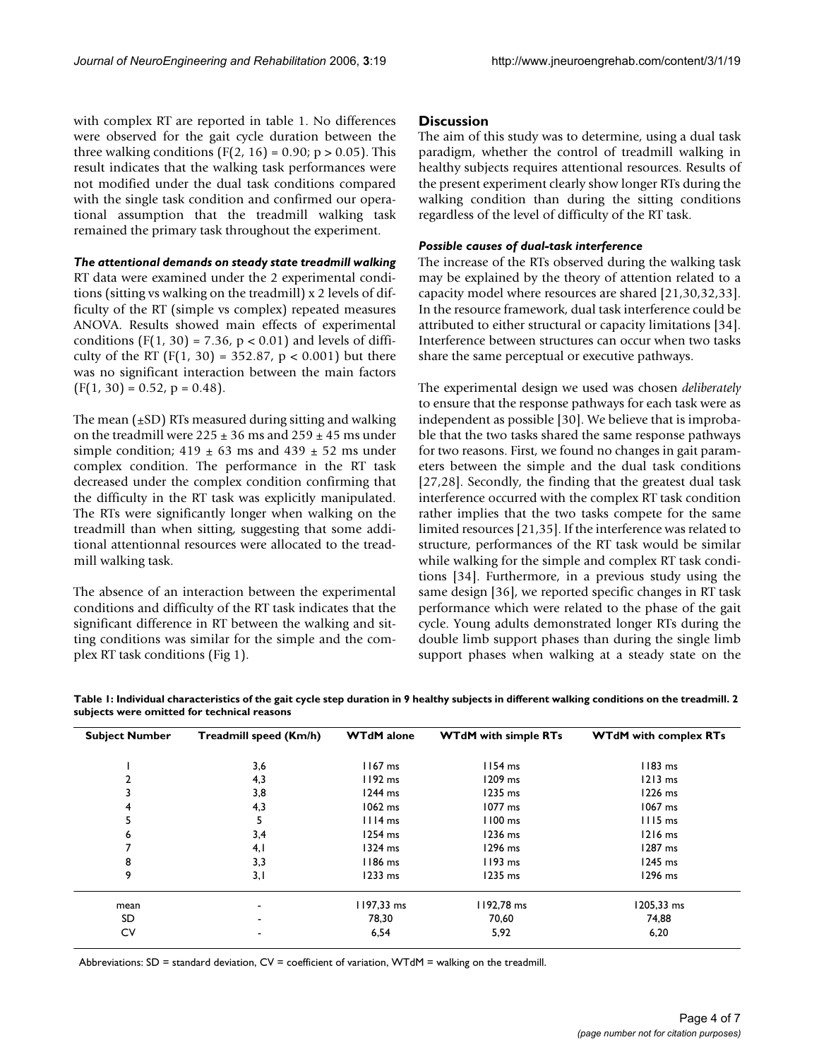with complex RT are reported in table 1. No differences were observed for the gait cycle duration between the three walking conditions ($F(2, 16) = 0.90$; $p > 0.05$). This result indicates that the walking task performances were not modified under the dual task conditions compared with the single task condition and confirmed our operational assumption that the treadmill walking task remained the primary task throughout the experiment.

#### *The attentional demands on steady state treadmill walking*

RT data were examined under the 2 experimental conditions (sitting vs walking on the treadmill) x 2 levels of difficulty of the RT (simple vs complex) repeated measures ANOVA. Results showed main effects of experimental conditions ($F(1, 30) = 7.36$, $p < 0.01$) and levels of difficulty of the RT ($F(1, 30) = 352.87$, $p < 0.001$) but there was no significant interaction between the main factors ($F(1, 30) = 0.52$, $p = 0.48$).

The mean (±SD) RTs measured during sitting and walking on the treadmill were 225 ± 36 ms and 259 ± 45 ms under simple condition; 419 ± 63 ms and 439 ± 52 ms under complex condition. The performance in the RT task decreased under the complex condition confirming that the difficulty in the RT task was explicitly manipulated. The RTs were significantly longer when walking on the treadmill than when sitting, suggesting that some additional attentionnal resources were allocated to the treadmill walking task.

The absence of an interaction between the experimental conditions and difficulty of the RT task indicates that the significant difference in RT between the walking and sitting conditions was similar for the simple and the complex RT task conditions (Fig 1).

## Discussion

The aim of this study was to determine, using a dual task paradigm, whether the control of treadmill walking in healthy subjects requires attentional resources. Results of the present experiment clearly show longer RTs during the walking condition than during the sitting conditions regardless of the level of difficulty of the RT task.

#### *Possible causes of dual-task interference*

The increase of the RTs observed during the walking task may be explained by the theory of attention related to a capacity model where resources are shared [21,30,32,33]. In the resource framework, dual task interference could be attributed to either structural or capacity limitations [34]. Interference between structures can occur when two tasks share the same perceptual or executive pathways.

The experimental design we used was chosen *deliberately* to ensure that the response pathways for each task were as independent as possible [30]. We believe that is improbable that the two tasks shared the same response pathways for two reasons. First, we found no changes in gait parameters between the simple and the dual task conditions [27,28]. Secondly, the finding that the greatest dual task interference occurred with the complex RT task condition rather implies that the two tasks compete for the same limited resources [21,35]. If the interference was related to structure, performances of the RT task would be similar while walking for the simple and complex RT task conditions [34]. Furthermore, in a previous study using the same design [36], we reported specific changes in RT task performance which were related to the phase of the gait cycle. Young adults demonstrated longer RTs during the double limb support phases than during the single limb support phases when walking at a steady state on the

**Table 1: Individual characteristics of the gait cycle step duration in 9 healthy subjects in different walking conditions on the treadmill. 2 subjects were omitted for technical reasons**

| Subject Number | Treadmill speed (Km/h) | WTdM alone | WTdM with simple RTs | WTdM with complex RTs |
|---|---|---|---|---|
| 1 | 3,6 | 1167 ms | 1154 ms | 1183 ms |
| 2 | 4,3 | 1192 ms | 1209 ms | 1213 ms |
| 3 | 3,8 | 1244 ms | 1235 ms | 1226 ms |
| 4 | 4,3 | 1062 ms | 1077 ms | 1067 ms |
| 5 | 5 | 1114 ms | 1100 ms | 1115 ms |
| 6 | 3,4 | 1254 ms | 1236 ms | 1216 ms |
| 7 | 4,1 | 1324 ms | 1296 ms | 1287 ms |
| 8 | 3,3 | 1186 ms | 1193 ms | 1245 ms |
| 9 | 3,1 | 1233 ms | 1235 ms | 1296 ms |
| mean | - | 1197,33 ms | 1192,78 ms | 1205,33 ms |
| SD | - | 78,30 | 70,60 | 74,88 |
| CV | - | 6,54 | 5,92 | 6,20 |

Abbreviations: SD = standard deviation, CV = coefficient of variation, WTdM = walking on the treadmill.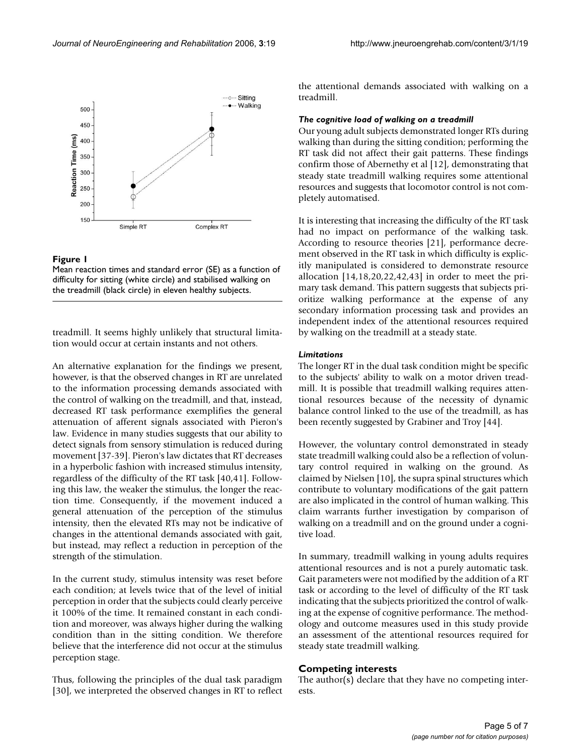**Figure 1**

Mean reaction times and standard error (SE) as a function of difficulty for sitting (white circle) and stabilised walking on the treadmill (black circle) in eleven healthy subjects.

treadmill. It seems highly unlikely that structural limitation would occur at certain instants and not others.

An alternative explanation for the findings we present, however, is that the observed changes in RT are unrelated to the information processing demands associated with the control of walking on the treadmill, and that, instead, decreased RT task performance exemplifies the general attenuation of afferent signals associated with Pieron's law. Evidence in many studies suggests that our ability to detect signals from sensory stimulation is reduced during movement [37-39]. Pieron's law dictates that RT decreases in a hyperbolic fashion with increased stimulus intensity, regardless of the difficulty of the RT task [40,41]. Following this law, the weaker the stimulus, the longer the reaction time. Consequently, if the movement induced a general attenuation of the perception of the stimulus intensity, then the elevated RTs may not be indicative of changes in the attentional demands associated with gait, but instead, may reflect a reduction in perception of the strength of the stimulation.

In the current study, stimulus intensity was reset before each condition; at levels twice that of the level of initial perception in order that the subjects could clearly perceive it 100% of the time. It remained constant in each condition and moreover, was always higher during the walking condition than in the sitting condition. We therefore believe that the interference did not occur at the stimulus perception stage.

Thus, following the principles of the dual task paradigm [30], we interpreted the observed changes in RT to reflect the attentional demands associated with walking on a treadmill.

### *The cognitive load of walking on a treadmill*

Our young adult subjects demonstrated longer RTs during walking than during the sitting condition; performing the RT task did not affect their gait patterns. These findings confirm those of Abernethy et al [12], demonstrating that steady state treadmill walking requires some attentional resources and suggests that locomotor control is not completely automatised.

It is interesting that increasing the difficulty of the RT task had no impact on performance of the walking task. According to resource theories [21], performance decrement observed in the RT task in which difficulty is explicitly manipulated is considered to demonstrate resource allocation [14,18,20,22,42,43] in order to meet the primary task demand. This pattern suggests that subjects prioritize walking performance at the expense of any secondary information processing task and provides an independent index of the attentional resources required by walking on the treadmill at a steady state.

### *Limitations*

The longer RT in the dual task condition might be specific to the subjects' ability to walk on a motor driven treadmill. It is possible that treadmill walking requires attentional resources because of the necessity of dynamic balance control linked to the use of the treadmill, as has been recently suggested by Grabiner and Troy [44].

However, the voluntary control demonstrated in steady state treadmill walking could also be a reflection of voluntary control required in walking on the ground. As claimed by Nielsen [10], the supra spinal structures which contribute to voluntary modifications of the gait pattern are also implicated in the control of human walking. This claim warrants further investigation by comparison of walking on a treadmill and on the ground under a cognitive load.

In summary, treadmill walking in young adults requires attentional resources and is not a purely automatic task. Gait parameters were not modified by the addition of a RT task or according to the level of difficulty of the RT task indicating that the subjects prioritized the control of walking at the expense of cognitive performance. The methodology and outcome measures used in this study provide an assessment of the attentional resources required for steady state treadmill walking.

## Competing interests

The author(s) declare that they have no competing interests.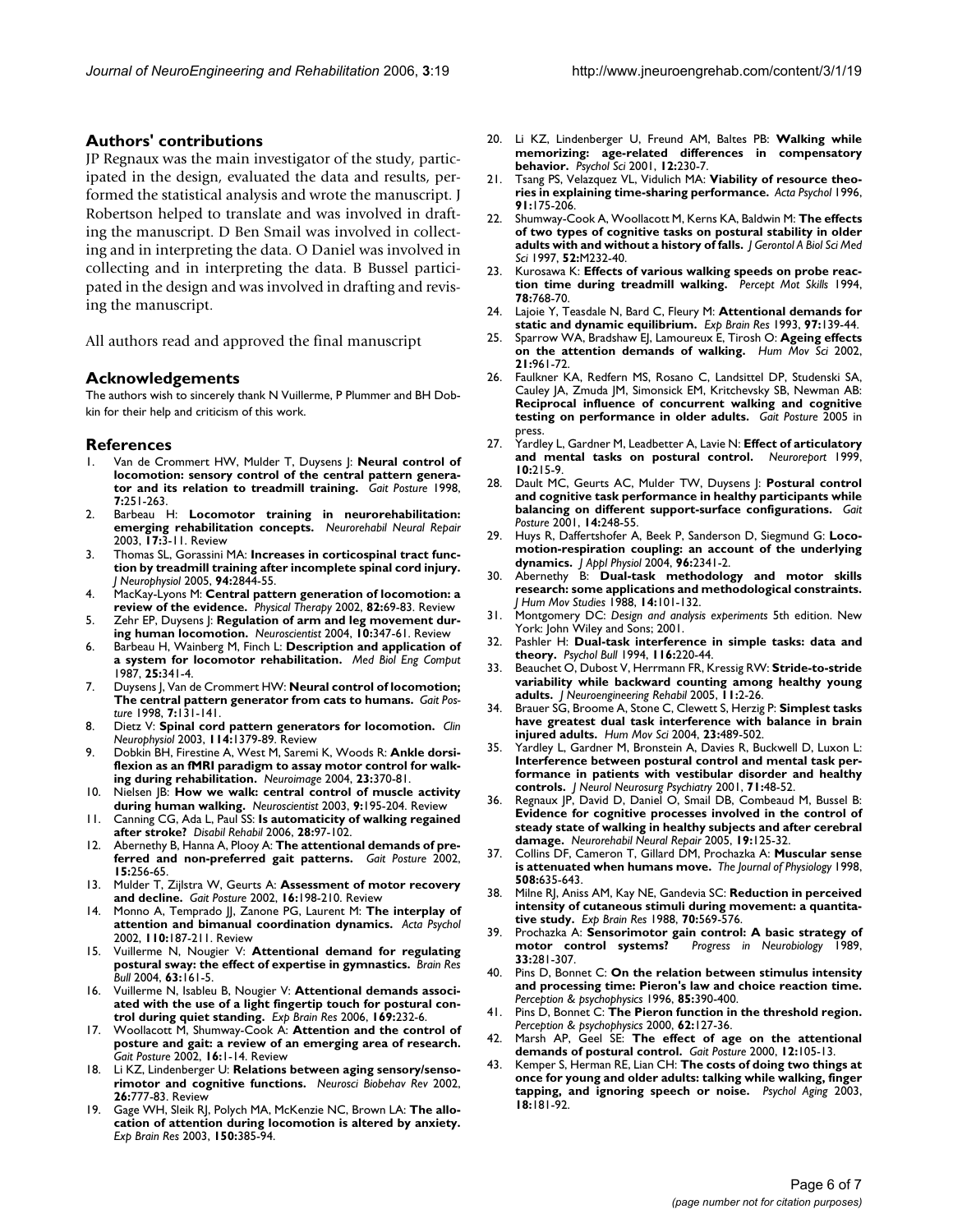## Authors' contributions

JP Regnaux was the main investigator of the study, participated in the design, evaluated the data and results, performed the statistical analysis and wrote the manuscript. J Robertson helped to translate and was involved in drafting the manuscript. D Ben Smail was involved in collecting and in interpreting the data. O Daniel was involved in collecting and in interpreting the data. B Bussel participated in the design and was involved in drafting and revising the manuscript.

All authors read and approved the final manuscript

## Acknowledgements

The authors wish to sincerely thank N Vuillerme, P Plummer and BH Dobkin for their help and criticism of this work.

## References

1. Van de Crommert HW, Mulder T, Duysens J: **Neural control of locomotion: sensory control of the central pattern generator and its relation to treadmill training.** *Gait Posture* 1998, **7:**251-263.
2. Barbeau H: **Locomotor training in neurorehabilitation: emerging rehabilitation concepts.** *Neurorehabil Neural Repair* 2003, **17:**3-11. Review
3. Thomas SL, Gorassini MA: **Increases in corticospinal tract function by treadmill training after incomplete spinal cord injury.** *J Neurophysiol* 2005, **94:**2844-55.
4. MacKay-Lyons M: **Central pattern generation of locomotion: a review of the evidence.** *Physical Therapy* 2002, **82:**69-83. Review
5. Zehr EP, Duysens J: **Regulation of arm and leg movement during human locomotion.** *Neuroscientist* 2004, **10:**347-61. Review
6. Barbeau H, Wainberg M, Finch L: **Description and application of a system for locomotor rehabilitation.** *Med Biol Eng Comput* 1987, **25:**341-4.
7. Duysens J, Van de Crommert HW: **Neural control of locomotion; The central pattern generator from cats to humans.** *Gait Posture* 1998, **7:**131-141.
8. Dietz V: **Spinal cord pattern generators for locomotion.** *Clin Neurophysiol* 2003, **114:**1379-89. Review
9. Dobkin BH, Firestine A, West M, Saremi K, Woods R: **Ankle dorsiflexion as an fMRI paradigm to assay motor control for walking during rehabilitation.** *Neuroimage* 2004, **23:**370-81.
10. Nielsen JB: **How we walk: central control of muscle activity during human walking.** *Neuroscientist* 2003, **9:**195-204. Review
11. Canning CG, Ada L, Paul SS: **Is automaticity of walking regained after stroke?** *Disabil Rehabil* 2006, **28:**97-102.
12. Abernethy B, Hanna A, Plooy A: **The attentional demands of preferred and non-preferred gait patterns.** *Gait Posture* 2002, **15:**256-65.
13. Mulder T, Zijlstra W, Geurts A: **Assessment of motor recovery and decline.** *Gait Posture* 2002, **16:**198-210. Review
14. Monno A, Temprado JJ, Zanone PG, Laurent M: **The interplay of attention and bimanual coordination dynamics.** *Acta Psychol* 2002, **110:**187-211. Review
15. Vuillerme N, Nougier V: **Attentional demand for regulating postural sway: the effect of expertise in gymnastics.** *Brain Res Bull* 2004, **63:**161-5.
16. Vuillerme N, Isableu B, Nougier V: **Attentional demands associated with the use of a light fingertip touch for postural control during quiet standing.** *Exp Brain Res* 2006, **169:**232-6.
17. Woollacott M, Shumway-Cook A: **Attention and the control of posture and gait: a review of an emerging area of research.** *Gait Posture* 2002, **16:**1-14. Review
18. Li KZ, Lindenberger U: **Relations between aging sensory/sensorimotor and cognitive functions.** *Neurosci Biobehav Rev* 2002, **26:**777-83. Review
19. Gage WH, Sleik RJ, Polych MA, McKenzie NC, Brown LA: **The allocation of attention during locomotion is altered by anxiety.** *Exp Brain Res* 2003, **150:**385-94.
20. Li KZ, Lindenberger U, Freund AM, Baltes PB: **Walking while memorizing: age-related differences in compensatory behavior.** *Psychol Sci* 2001, **12:**230-7.
21. Tsang PS, Velazquez VL, Vidulich MA: **Viability of resource theories in explaining time-sharing performance.** *Acta Psychol* 1996, **91:**175-206.
22. Shumway-Cook A, Woollacott M, Kerns KA, Baldwin M: **The effects of two types of cognitive tasks on postural stability in older adults with and without a history of falls.** *J Gerontol A Biol Sci Med Sci* 1997, **52:**M232-40.
23. Kurosawa K: **Effects of various walking speeds on probe reaction time during treadmill walking.** *Percept Mot Skills* 1994, **78:**768-70.
24. Lajoie Y, Teasdale N, Bard C, Fleury M: **Attentional demands for static and dynamic equilibrium.** *Exp Brain Res* 1993, **97:**139-44.
25. Sparrow WA, Bradshaw EJ, Lamoureux E, Tirosh O: **Ageing effects on the attention demands of walking.** *Hum Mov Sci* 2002, **21:**961-72.
26. Faulkner KA, Redfern MS, Rosano C, Landsittel DP, Studenski SA, Cauley JA, Zmuda JM, Simonsick EM, Kritchevsky SB, Newman AB: **Reciprocal influence of concurrent walking and cognitive testing on performance in older adults.** *Gait Posture* 2005 in press.
27. Yardley L, Gardner M, Leadbetter A, Lavie N: **Effect of articulatory and mental tasks on postural control.** *Neuroreport* 1999, **10:**215-9.
28. Dault MC, Geurts AC, Mulder TW, Duysens J: **Postural control and cognitive task performance in healthy participants while balancing on different support-surface configurations.** *Gait Posture* 2001, **14:**248-55.
29. Huys R, Daffertshofer A, Beek P, Sanderson D, Siegmund G: **Locomotion-respiration coupling: an account of the underlying dynamics.** *J Appl Physiol* 2004, **96:**2341-2.
30. Abernethy B: **Dual-task methodology and motor skills research: some applications and methodological constraints.** *J Hum Mov Studies* 1988, **14:**101-132.
31. Montgomery DC: *Design and analysis experiments* 5th edition. New York: John Wiley and Sons; 2001.
32. Pashler H: **Dual-task interference in simple tasks: data and theory.** *Psychol Bull* 1994, **116:**220-44.
33. Beauchet O, Dubost V, Herrmann FR, Kressig RW: **Stride-to-stride variability while backward counting among healthy young adults.** *J Neuroengineering Rehabil* 2005, **11:**2-26.
34. Brauer SG, Broome A, Stone C, Clewett S, Herzig P: **Simplest tasks have greatest dual task interference with balance in brain injured adults.** *Hum Mov Sci* 2004, **23:**489-502.
35. Yardley L, Gardner M, Bronstein A, Davies R, Buckwell D, Luxon L: **Interference between postural control and mental task performance in patients with vestibular disorder and healthy controls.** *J Neurol Neurosurg Psychiatry* 2001, **71:**48-52.
36. Regnaux JP, David D, Daniel O, Smail DB, Combeaud M, Bussel B: **Evidence for cognitive processes involved in the control of steady state of walking in healthy subjects and after cerebral damage.** *Neurorehabil Neural Repair* 2005, **19:**125-32.
37. Collins DF, Cameron T, Gillard DM, Prochazka A: **Muscular sense is attenuated when humans move.** *The Journal of Physiology* 1998, **508:**635-643.
38. Milne RJ, Aniss AM, Kay NE, Gandevia SC: **Reduction in perceived intensity of cutaneous stimuli during movement: a quantitative study.** *Exp Brain Res* 1988, **70:**569-576.
39. Prochazka A: **Sensorimotor gain control: A basic strategy of motor control systems?** *Progress in Neurobiology* 1989, **33:**281-307.
40. Pins D, Bonnet C: **On the relation between stimulus intensity and processing time: Pieron's law and choice reaction time.** *Perception & psychophysics* 1996, **85:**390-400.
41. Pins D, Bonnet C: **The Pieron function in the threshold region.** *Perception & psychophysics* 2000, **62:**127-36.
42. Marsh AP, Geel SE: **The effect of age on the attentional demands of postural control.** *Gait Posture* 2000, **12:**105-13.
43. Kemper S, Herman RE, Lian CH: **The costs of doing two things at once for young and older adults: talking while walking, finger tapping, and ignoring speech or noise.** *Psychol Aging* 2003, **18:**181-92.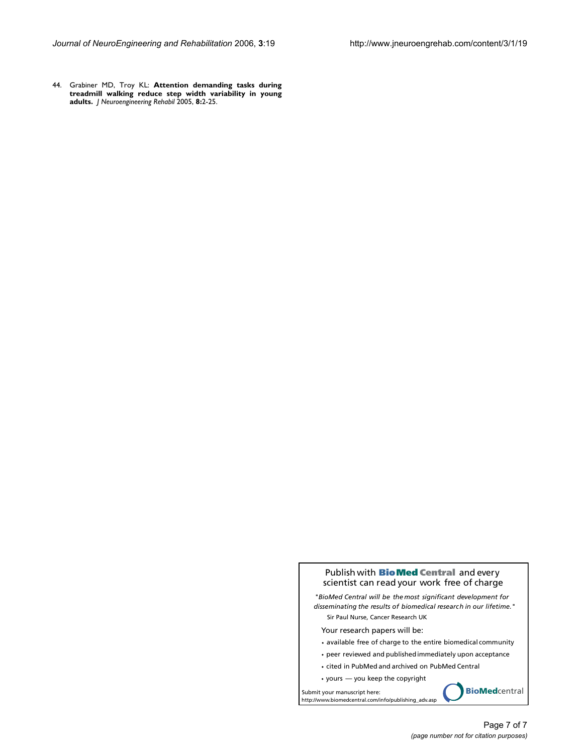44. Grabiner MD, Troy KL: **Attention demanding tasks during treadmill walking reduce step width variability in young adults.** *J Neuroengineering Rehabil* 2005, **8:**2-25.

Publish with **BioMed Central** and every scientist can read your work free of charge

*"BioMed Central will be the most significant development for disseminating the results of biomedical research in our lifetime."*

Sir Paul Nurse, Cancer Research UK

Your research papers will be:

- available free of charge to the entire biomedical community
- peer reviewed and published immediately upon acceptance
- cited in PubMed and archived on PubMed Central
- yours — you keep the copyright

Submit your manuscript here:
http://www.biomedcentral.com/info/publishing_adv.asp

**BioMed**central